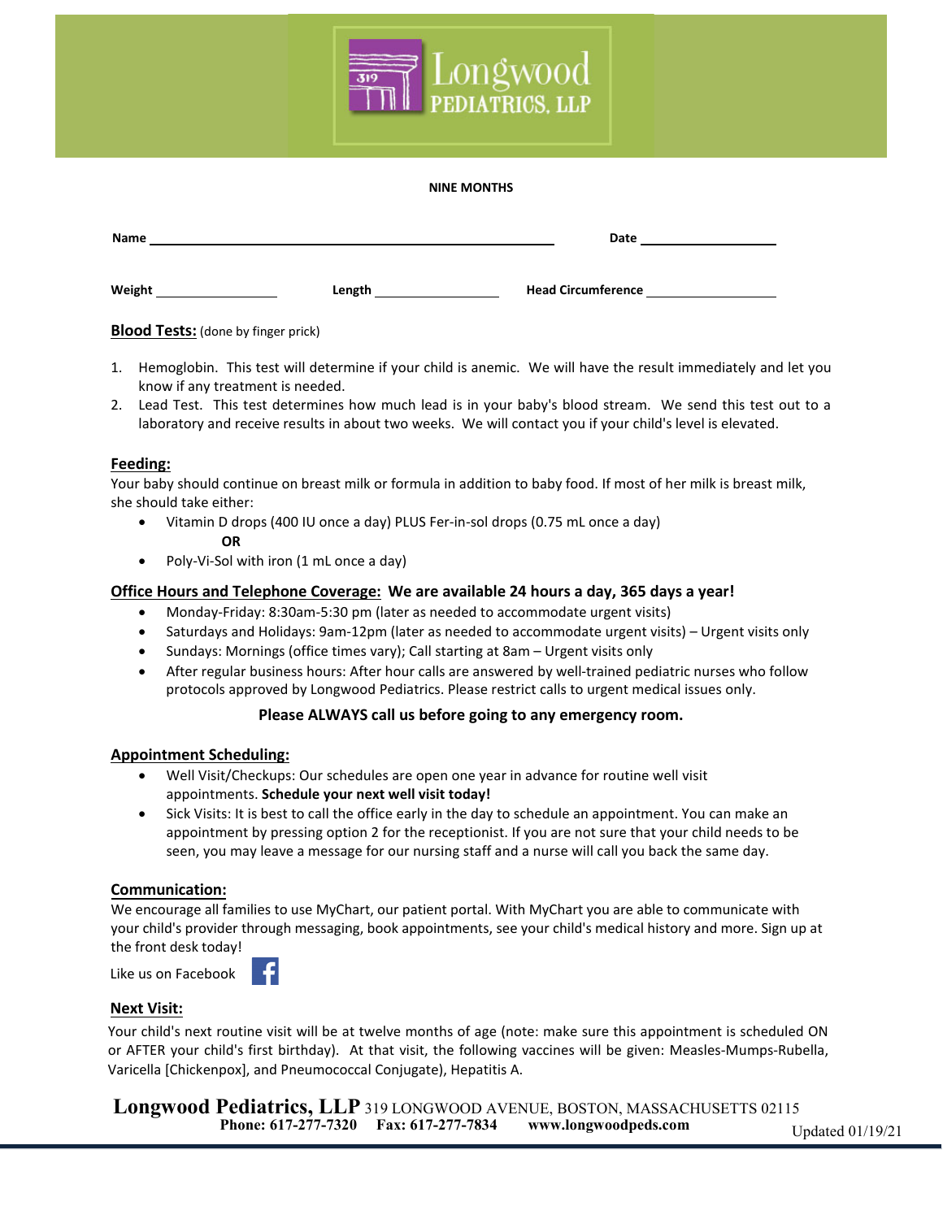# Longwood Pediatrics, LLP

## NINE MONTHS

**Name** ______________________________ **Date** ______________

**Weight** ____________ **Length** ____________ **Head Circumference** ____________

**Blood Tests:** (done by finger prick)

1. Hemoglobin. This test will determine if your child is anemic. We will have the result immediately and let you know if any treatment is needed.
2. Lead Test. This test determines how much lead is in your baby's blood stream. We send this test out to a laboratory and receive results in about two weeks. We will contact you if your child's level is elevated.

**Feeding:**

Your baby should continue on breast milk or formula in addition to baby food. If most of her milk is breast milk, she should take either:

- Vitamin D drops (400 IU once a day) PLUS Fer-in-sol drops (0.75 mL once a day)

  **OR**

- Poly-Vi-Sol with iron (1 mL once a day)

**Office Hours and Telephone Coverage: We are available 24 hours a day, 365 days a year!**

- Monday-Friday: 8:30am-5:30 pm (later as needed to accommodate urgent visits)
- Saturdays and Holidays: 9am-12pm (later as needed to accommodate urgent visits) – Urgent visits only
- Sundays: Mornings (office times vary); Call starting at 8am – Urgent visits only
- After regular business hours: After hour calls are answered by well-trained pediatric nurses who follow protocols approved by Longwood Pediatrics. Please restrict calls to urgent medical issues only.

**Please ALWAYS call us before going to any emergency room.**

**Appointment Scheduling:**

- Well Visit/Checkups: Our schedules are open one year in advance for routine well visit appointments. **Schedule your next well visit today!**
- Sick Visits: It is best to call the office early in the day to schedule an appointment. You can make an appointment by pressing option 2 for the receptionist. If you are not sure that your child needs to be seen, you may leave a message for our nursing staff and a nurse will call you back the same day.

**Communication:**

We encourage all families to use MyChart, our patient portal. With MyChart you are able to communicate with your child's provider through messaging, book appointments, see your child's medical history and more. Sign up at the front desk today!

Like us on Facebook

**Next Visit:**

Your child's next routine visit will be at twelve months of age (note: make sure this appointment is scheduled ON or AFTER your child's first birthday). At that visit, the following vaccines will be given: Measles-Mumps-Rubella, Varicella [Chickenpox], and Pneumococcal Conjugate), Hepatitis A.

**Longwood Pediatrics, LLP** 319 LONGWOOD AVENUE, BOSTON, MASSACHUSETTS 02115
**Phone: 617-277-7320 Fax: 617-277-7834 www.longwoodpeds.com**

Updated 01/19/21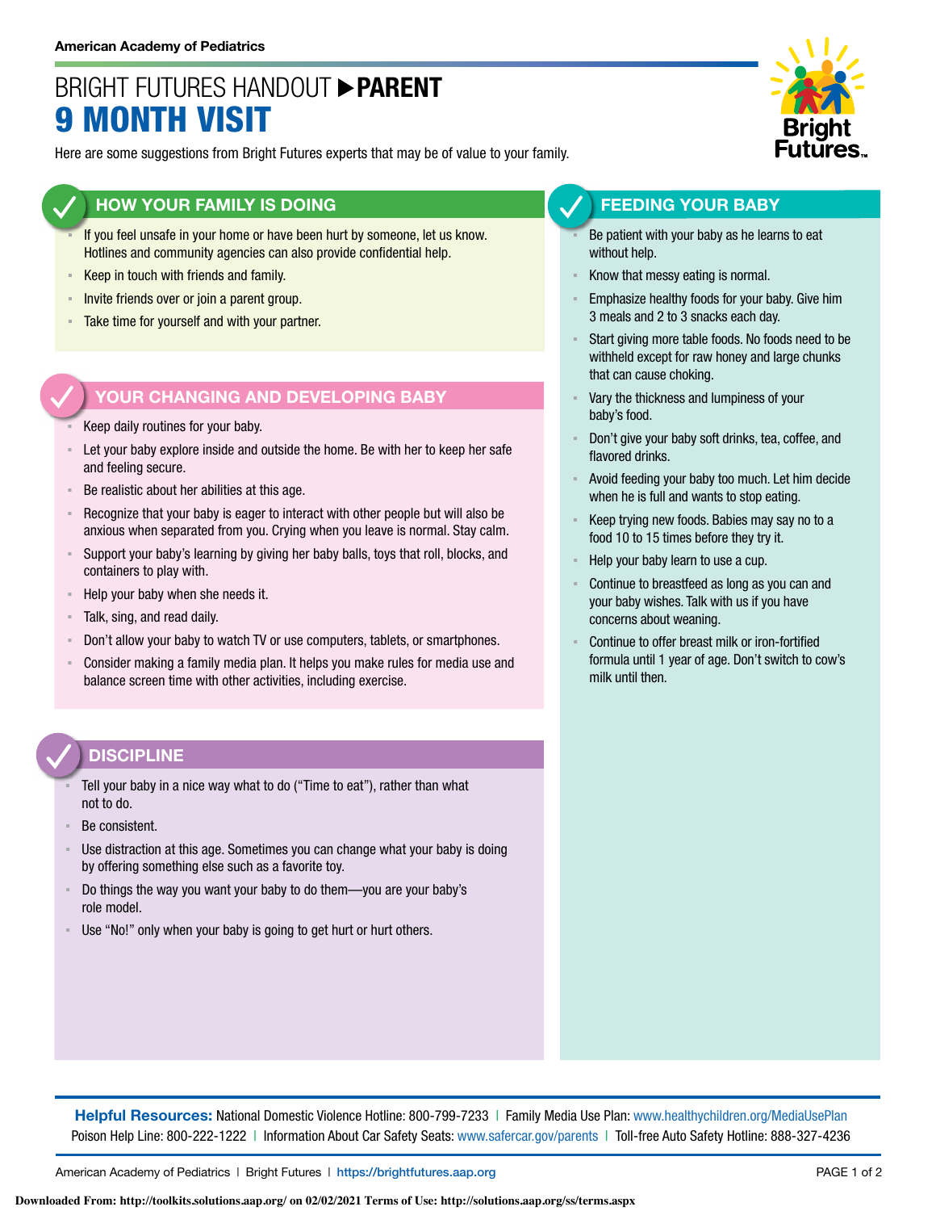American Academy of Pediatrics

# BRIGHT FUTURES HANDOUT ▶ **PARENT**

# 9 MONTH VISIT

Here are some suggestions from Bright Futures experts that may be of value to your family.

## HOW YOUR FAMILY IS DOING

- If you feel unsafe in your home or have been hurt by someone, let us know. Hotlines and community agencies can also provide confidential help.
- Keep in touch with friends and family.
- Invite friends over or join a parent group.
- Take time for yourself and with your partner.

## YOUR CHANGING AND DEVELOPING BABY

- Keep daily routines for your baby.
- Let your baby explore inside and outside the home. Be with her to keep her safe and feeling secure.
- Be realistic about her abilities at this age.
- Recognize that your baby is eager to interact with other people but will also be anxious when separated from you. Crying when you leave is normal. Stay calm.
- Support your baby's learning by giving her baby balls, toys that roll, blocks, and containers to play with.
- Help your baby when she needs it.
- Talk, sing, and read daily.
- Don't allow your baby to watch TV or use computers, tablets, or smartphones.
- Consider making a family media plan. It helps you make rules for media use and balance screen time with other activities, including exercise.

## DISCIPLINE

- Tell your baby in a nice way what to do ("Time to eat"), rather than what not to do.
- Be consistent.
- Use distraction at this age. Sometimes you can change what your baby is doing by offering something else such as a favorite toy.
- Do things the way you want your baby to do them—you are your baby's role model.
- Use "No!" only when your baby is going to get hurt or hurt others.

## FEEDING YOUR BABY

- Be patient with your baby as he learns to eat without help.
- Know that messy eating is normal.
- Emphasize healthy foods for your baby. Give him 3 meals and 2 to 3 snacks each day.
- Start giving more table foods. No foods need to be withheld except for raw honey and large chunks that can cause choking.
- Vary the thickness and lumpiness of your baby's food.
- Don't give your baby soft drinks, tea, coffee, and flavored drinks.
- Avoid feeding your baby too much. Let him decide when he is full and wants to stop eating.
- Keep trying new foods. Babies may say no to a food 10 to 15 times before they try it.
- Help your baby learn to use a cup.
- Continue to breastfeed as long as you can and your baby wishes. Talk with us if you have concerns about weaning.
- Continue to offer breast milk or iron-fortified formula until 1 year of age. Don't switch to cow's milk until then.

**Helpful Resources:** National Domestic Violence Hotline: 800-799-7233 | Family Media Use Plan: www.healthychildren.org/MediaUsePlan
Poison Help Line: 800-222-1222 | Information About Car Safety Seats: www.safercar.gov/parents | Toll-free Auto Safety Hotline: 888-327-4236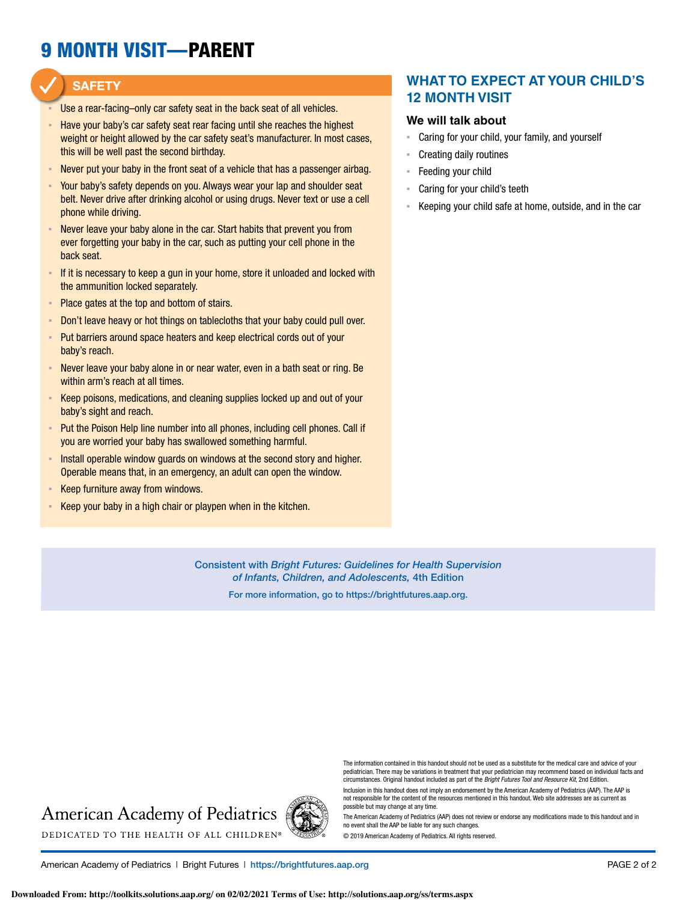# 9 MONTH VISIT—PARENT

## SAFETY

- Use a rear-facing–only car safety seat in the back seat of all vehicles.
- Have your baby's car safety seat rear facing until she reaches the highest weight or height allowed by the car safety seat's manufacturer. In most cases, this will be well past the second birthday.
- Never put your baby in the front seat of a vehicle that has a passenger airbag.
- Your baby's safety depends on you. Always wear your lap and shoulder seat belt. Never drive after drinking alcohol or using drugs. Never text or use a cell phone while driving.
- Never leave your baby alone in the car. Start habits that prevent you from ever forgetting your baby in the car, such as putting your cell phone in the back seat.
- If it is necessary to keep a gun in your home, store it unloaded and locked with the ammunition locked separately.
- Place gates at the top and bottom of stairs.
- Don't leave heavy or hot things on tablecloths that your baby could pull over.
- Put barriers around space heaters and keep electrical cords out of your baby's reach.
- Never leave your baby alone in or near water, even in a bath seat or ring. Be within arm's reach at all times.
- Keep poisons, medications, and cleaning supplies locked up and out of your baby's sight and reach.
- Put the Poison Help line number into all phones, including cell phones. Call if you are worried your baby has swallowed something harmful.
- Install operable window guards on windows at the second story and higher. Operable means that, in an emergency, an adult can open the window.
- Keep furniture away from windows.
- Keep your baby in a high chair or playpen when in the kitchen.

## WHAT TO EXPECT AT YOUR CHILD'S 12 MONTH VISIT

### We will talk about

- Caring for your child, your family, and yourself
- Creating daily routines
- Feeding your child
- Caring for your child's teeth
- Keeping your child safe at home, outside, and in the car

Consistent with *Bright Futures: Guidelines for Health Supervision of Infants, Children, and Adolescents,* 4th Edition

For more information, go to https://brightfutures.aap.org.

American Academy of Pediatrics

DEDICATED TO THE HEALTH OF ALL CHILDREN®

The information contained in this handout should not be used as a substitute for the medical care and advice of your pediatrician. There may be variations in treatment that your pediatrician may recommend based on individual facts and circumstances. Original handout included as part of the *Bright Futures Tool and Resource Kit,* 2nd Edition.

Inclusion in this handout does not imply an endorsement by the American Academy of Pediatrics (AAP). The AAP is not responsible for the content of the resources mentioned in this handout. Web site addresses are as current as possible but may change at any time.

The American Academy of Pediatrics (AAP) does not review or endorse any modifications made to this handout and in no event shall the AAP be liable for any such changes.

© 2019 American Academy of Pediatrics. All rights reserved.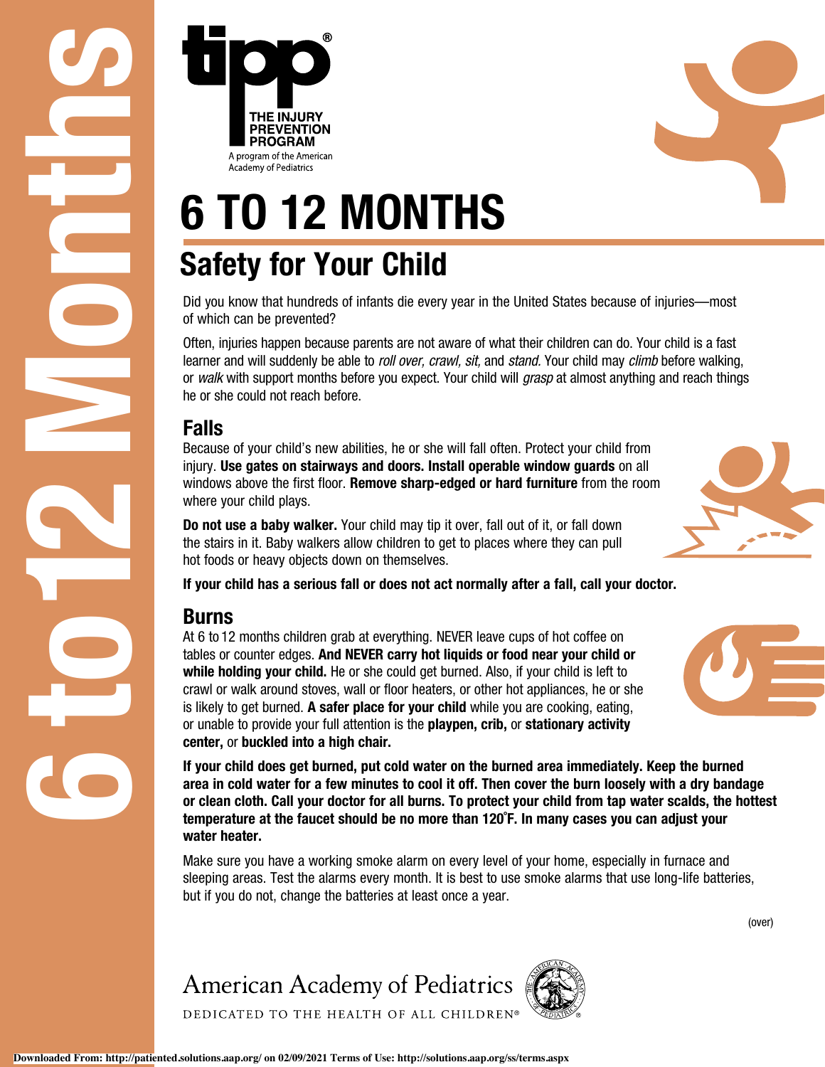**tipp**®

**THE INJURY PREVENTION PROGRAM**

A program of the American Academy of Pediatrics

# 6 TO 12 MONTHS

## Safety for Your Child

Did you know that hundreds of infants die every year in the United States because of injuries—most of which can be prevented?

Often, injuries happen because parents are not aware of what their children can do. Your child is a fast learner and will suddenly be able to *roll over, crawl, sit,* and *stand.* Your child may *climb* before walking, or *walk* with support months before you expect. Your child will *grasp* at almost anything and reach things he or she could not reach before.

### Falls

Because of your child's new abilities, he or she will fall often. Protect your child from injury. **Use gates on stairways and doors. Install operable window guards** on all windows above the first floor. **Remove sharp-edged or hard furniture** from the room where your child plays.

**Do not use a baby walker.** Your child may tip it over, fall out of it, or fall down the stairs in it. Baby walkers allow children to get to places where they can pull hot foods or heavy objects down on themselves.

**If your child has a serious fall or does not act normally after a fall, call your doctor.**

### Burns

At 6 to 12 months children grab at everything. NEVER leave cups of hot coffee on tables or counter edges. **And NEVER carry hot liquids or food near your child or while holding your child.** He or she could get burned. Also, if your child is left to crawl or walk around stoves, wall or floor heaters, or other hot appliances, he or she is likely to get burned. **A safer place for your child** while you are cooking, eating, or unable to provide your full attention is the **playpen, crib,** or **stationary activity center,** or **buckled into a high chair.**

**If your child does get burned, put cold water on the burned area immediately. Keep the burned area in cold water for a few minutes to cool it off. Then cover the burn loosely with a dry bandage or clean cloth. Call your doctor for all burns. To protect your child from tap water scalds, the hottest temperature at the faucet should be no more than 120°F. In many cases you can adjust your water heater.**

Make sure you have a working smoke alarm on every level of your home, especially in furnace and sleeping areas. Test the alarms every month. It is best to use smoke alarms that use long-life batteries, but if you do not, change the batteries at least once a year.

(over)

American Academy of Pediatrics

DEDICATED TO THE HEALTH OF ALL CHILDREN®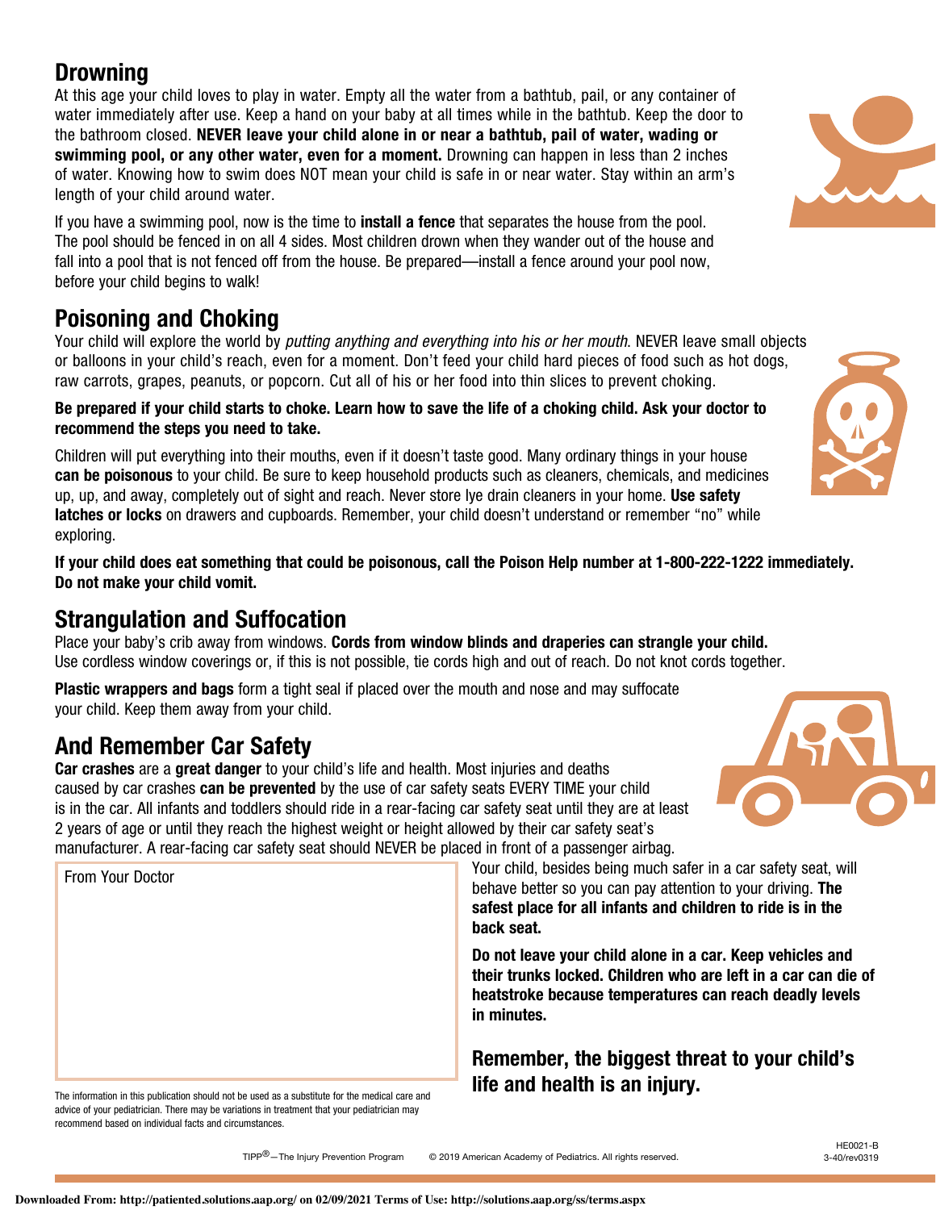## Drowning

At this age your child loves to play in water. Empty all the water from a bathtub, pail, or any container of water immediately after use. Keep a hand on your baby at all times while in the bathtub. Keep the door to the bathroom closed. **NEVER leave your child alone in or near a bathtub, pail of water, wading or swimming pool, or any other water, even for a moment.** Drowning can happen in less than 2 inches of water. Knowing how to swim does NOT mean your child is safe in or near water. Stay within an arm's length of your child around water.

If you have a swimming pool, now is the time to **install a fence** that separates the house from the pool. The pool should be fenced in on all 4 sides. Most children drown when they wander out of the house and fall into a pool that is not fenced off from the house. Be prepared—install a fence around your pool now, before your child begins to walk!

## Poisoning and Choking

Your child will explore the world by *putting anything and everything into his or her mouth*. NEVER leave small objects or balloons in your child's reach, even for a moment. Don't feed your child hard pieces of food such as hot dogs, raw carrots, grapes, peanuts, or popcorn. Cut all of his or her food into thin slices to prevent choking.

**Be prepared if your child starts to choke. Learn how to save the life of a choking child. Ask your doctor to recommend the steps you need to take.**

Children will put everything into their mouths, even if it doesn't taste good. Many ordinary things in your house **can be poisonous** to your child. Be sure to keep household products such as cleaners, chemicals, and medicines up, up, and away, completely out of sight and reach. Never store lye drain cleaners in your home. **Use safety latches or locks** on drawers and cupboards. Remember, your child doesn't understand or remember "no" while exploring.

**If your child does eat something that could be poisonous, call the Poison Help number at 1-800-222-1222 immediately. Do not make your child vomit.**

## Strangulation and Suffocation

Place your baby's crib away from windows. **Cords from window blinds and draperies can strangle your child.** Use cordless window coverings or, if this is not possible, tie cords high and out of reach. Do not knot cords together.

**Plastic wrappers and bags** form a tight seal if placed over the mouth and nose and may suffocate your child. Keep them away from your child.

## And Remember Car Safety

**Car crashes** are a **great danger** to your child's life and health. Most injuries and deaths caused by car crashes **can be prevented** by the use of car safety seats EVERY TIME your child is in the car. All infants and toddlers should ride in a rear-facing car safety seat until they are at least 2 years of age or until they reach the highest weight or height allowed by their car safety seat's manufacturer. A rear-facing car safety seat should NEVER be placed in front of a passenger airbag.

Your child, besides being much safer in a car safety seat, will behave better so you can pay attention to your driving. **The safest place for all infants and children to ride is in the back seat.**

**Do not leave your child alone in a car. Keep vehicles and their trunks locked. Children who are left in a car can die of heatstroke because temperatures can reach deadly levels in minutes.**

### Remember, the biggest threat to your child's life and health is an injury.

From Your Doctor

The information in this publication should not be used as a substitute for the medical care and advice of your pediatrician. There may be variations in treatment that your pediatrician may recommend based on individual facts and circumstances.

TIPP®—The Injury Prevention Program © 2019 American Academy of Pediatrics. All rights reserved.

HE0021-B
3-40/rev0319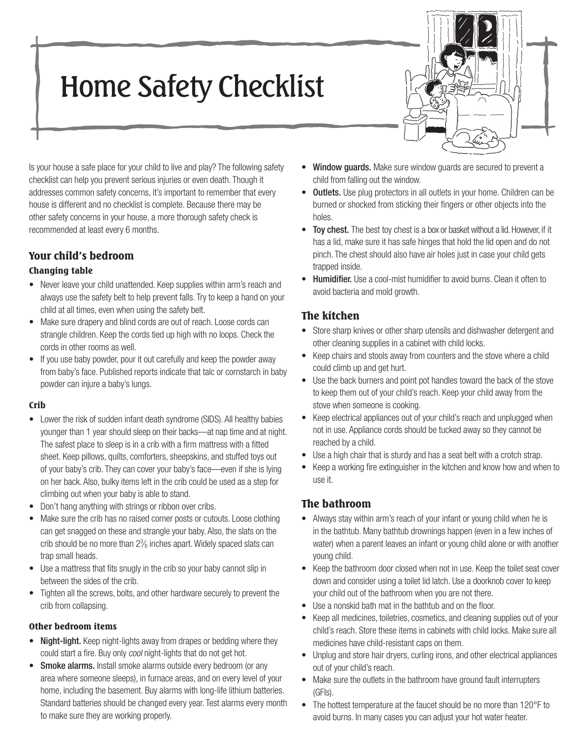# Home Safety Checklist

Is your house a safe place for your child to live and play? The following safety checklist can help you prevent serious injuries or even death. Though it addresses common safety concerns, it's important to remember that every house is different and no checklist is complete. Because there may be other safety concerns in your house, a more thorough safety check is recommended at least every 6 months.

## Your child's bedroom

### Changing table

- Never leave your child unattended. Keep supplies within arm's reach and always use the safety belt to help prevent falls. Try to keep a hand on your child at all times, even when using the safety belt.
- Make sure drapery and blind cords are out of reach. Loose cords can strangle children. Keep the cords tied up high with no loops. Check the cords in other rooms as well.
- If you use baby powder, pour it out carefully and keep the powder away from baby's face. Published reports indicate that talc or cornstarch in baby powder can injure a baby's lungs.

### Crib

- Lower the risk of sudden infant death syndrome (SIDS). All healthy babies younger than 1 year should sleep on their backs—at nap time and at night. The safest place to sleep is in a crib with a firm mattress with a fitted sheet. Keep pillows, quilts, comforters, sheepskins, and stuffed toys out of your baby's crib. They can cover your baby's face—even if she is lying on her back. Also, bulky items left in the crib could be used as a step for climbing out when your baby is able to stand.
- Don't hang anything with strings or ribbon over cribs.
- Make sure the crib has no raised corner posts or cutouts. Loose clothing can get snagged on these and strangle your baby. Also, the slats on the crib should be no more than 2⅜ inches apart. Widely spaced slats can trap small heads.
- Use a mattress that fits snugly in the crib so your baby cannot slip in between the sides of the crib.
- Tighten all the screws, bolts, and other hardware securely to prevent the crib from collapsing.

### Other bedroom items

- **Night-light.** Keep night-lights away from drapes or bedding where they could start a fire. Buy only *cool* night-lights that do not get hot.
- **Smoke alarms.** Install smoke alarms outside every bedroom (or any area where someone sleeps), in furnace areas, and on every level of your home, including the basement. Buy alarms with long-life lithium batteries. Standard batteries should be changed every year. Test alarms every month to make sure they are working properly.
- **Window guards.** Make sure window guards are secured to prevent a child from falling out the window.
- **Outlets.** Use plug protectors in all outlets in your home. Children can be burned or shocked from sticking their fingers or other objects into the holes.
- **Toy chest.** The best toy chest is a box or basket without a lid. However, if it has a lid, make sure it has safe hinges that hold the lid open and do not pinch. The chest should also have air holes just in case your child gets trapped inside.
- **Humidifier.** Use a cool-mist humidifier to avoid burns. Clean it often to avoid bacteria and mold growth.

## The kitchen

- Store sharp knives or other sharp utensils and dishwasher detergent and other cleaning supplies in a cabinet with child locks.
- Keep chairs and stools away from counters and the stove where a child could climb up and get hurt.
- Use the back burners and point pot handles toward the back of the stove to keep them out of your child's reach. Keep your child away from the stove when someone is cooking.
- Keep electrical appliances out of your child's reach and unplugged when not in use. Appliance cords should be tucked away so they cannot be reached by a child.
- Use a high chair that is sturdy and has a seat belt with a crotch strap.
- Keep a working fire extinguisher in the kitchen and know how and when to use it.

## The bathroom

- Always stay within arm's reach of your infant or young child when he is in the bathtub. Many bathtub drownings happen (even in a few inches of water) when a parent leaves an infant or young child alone or with another young child.
- Keep the bathroom door closed when not in use. Keep the toilet seat cover down and consider using a toilet lid latch. Use a doorknob cover to keep your child out of the bathroom when you are not there.
- Use a nonskid bath mat in the bathtub and on the floor.
- Keep all medicines, toiletries, cosmetics, and cleaning supplies out of your child's reach. Store these items in cabinets with child locks. Make sure all medicines have child-resistant caps on them.
- Unplug and store hair dryers, curling irons, and other electrical appliances out of your child's reach.
- Make sure the outlets in the bathroom have ground fault interrupters (GFIs).
- The hottest temperature at the faucet should be no more than 120°F to avoid burns. In many cases you can adjust your hot water heater.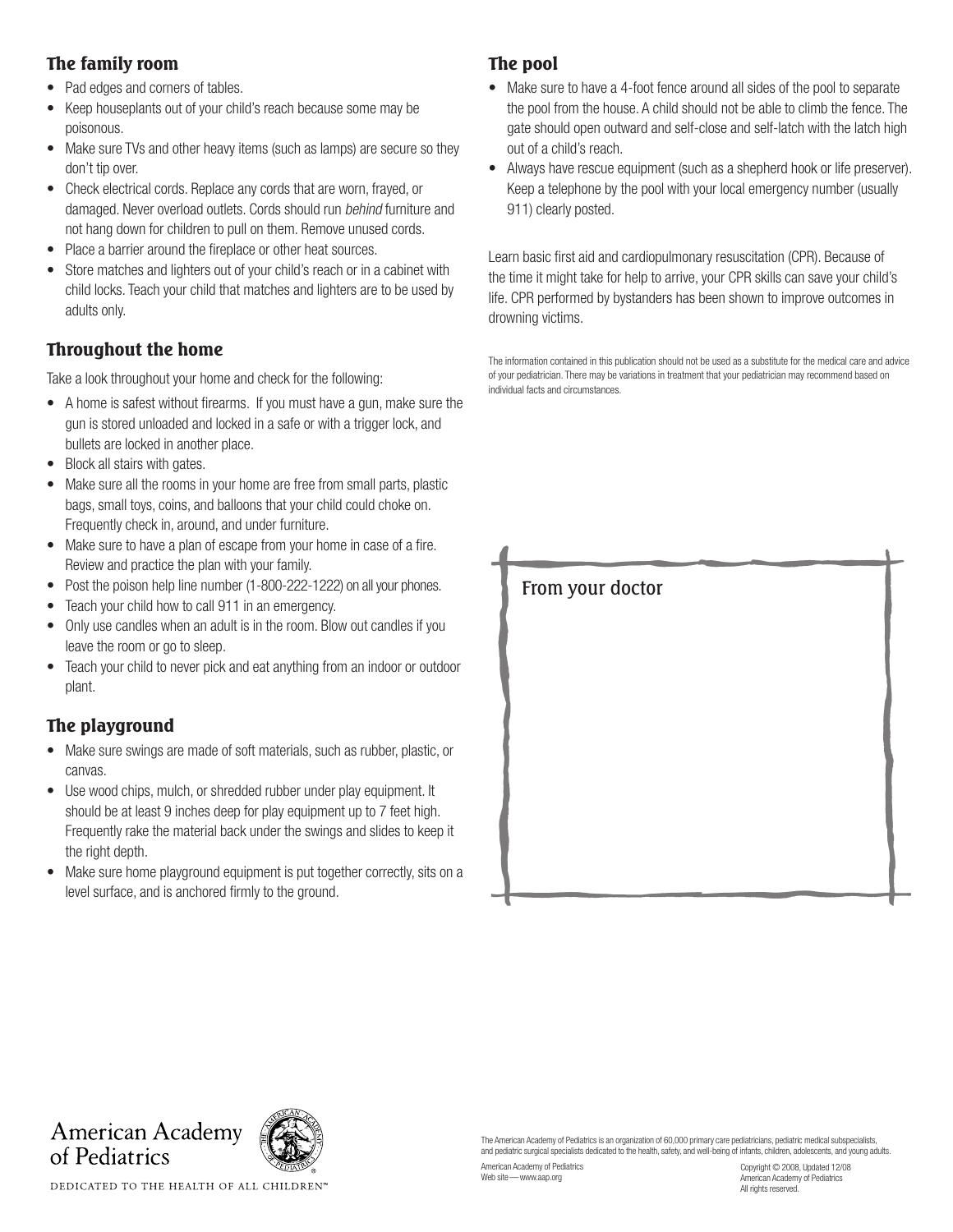## The family room

- Pad edges and corners of tables.
- Keep houseplants out of your child's reach because some may be poisonous.
- Make sure TVs and other heavy items (such as lamps) are secure so they don't tip over.
- Check electrical cords. Replace any cords that are worn, frayed, or damaged. Never overload outlets. Cords should run *behind* furniture and not hang down for children to pull on them. Remove unused cords.
- Place a barrier around the fireplace or other heat sources.
- Store matches and lighters out of your child's reach or in a cabinet with child locks. Teach your child that matches and lighters are to be used by adults only.

## Throughout the home

Take a look throughout your home and check for the following:

- A home is safest without firearms. If you must have a gun, make sure the gun is stored unloaded and locked in a safe or with a trigger lock, and bullets are locked in another place.
- Block all stairs with gates.
- Make sure all the rooms in your home are free from small parts, plastic bags, small toys, coins, and balloons that your child could choke on. Frequently check in, around, and under furniture.
- Make sure to have a plan of escape from your home in case of a fire. Review and practice the plan with your family.
- Post the poison help line number (1-800-222-1222) on all your phones.
- Teach your child how to call 911 in an emergency.
- Only use candles when an adult is in the room. Blow out candles if you leave the room or go to sleep.
- Teach your child to never pick and eat anything from an indoor or outdoor plant.

## The playground

- Make sure swings are made of soft materials, such as rubber, plastic, or canvas.
- Use wood chips, mulch, or shredded rubber under play equipment. It should be at least 9 inches deep for play equipment up to 7 feet high. Frequently rake the material back under the swings and slides to keep it the right depth.
- Make sure home playground equipment is put together correctly, sits on a level surface, and is anchored firmly to the ground.

## The pool

- Make sure to have a 4-foot fence around all sides of the pool to separate the pool from the house. A child should not be able to climb the fence. The gate should open outward and self-close and self-latch with the latch high out of a child's reach.
- Always have rescue equipment (such as a shepherd hook or life preserver). Keep a telephone by the pool with your local emergency number (usually 911) clearly posted.

Learn basic first aid and cardiopulmonary resuscitation (CPR). Because of the time it might take for help to arrive, your CPR skills can save your child's life. CPR performed by bystanders has been shown to improve outcomes in drowning victims.

The information contained in this publication should not be used as a substitute for the medical care and advice of your pediatrician. There may be variations in treatment that your pediatrician may recommend based on individual facts and circumstances.

From your doctor

American Academy of Pediatrics

DEDICATED TO THE HEALTH OF ALL CHILDREN™

The American Academy of Pediatrics is an organization of 60,000 primary care pediatricians, pediatric medical subspecialists, and pediatric surgical specialists dedicated to the health, safety, and well-being of infants, children, adolescents, and young adults.

American Academy of Pediatrics
Web site— www.aap.org

Copyright © 2008, Updated 12/08
American Academy of Pediatrics
All rights reserved.